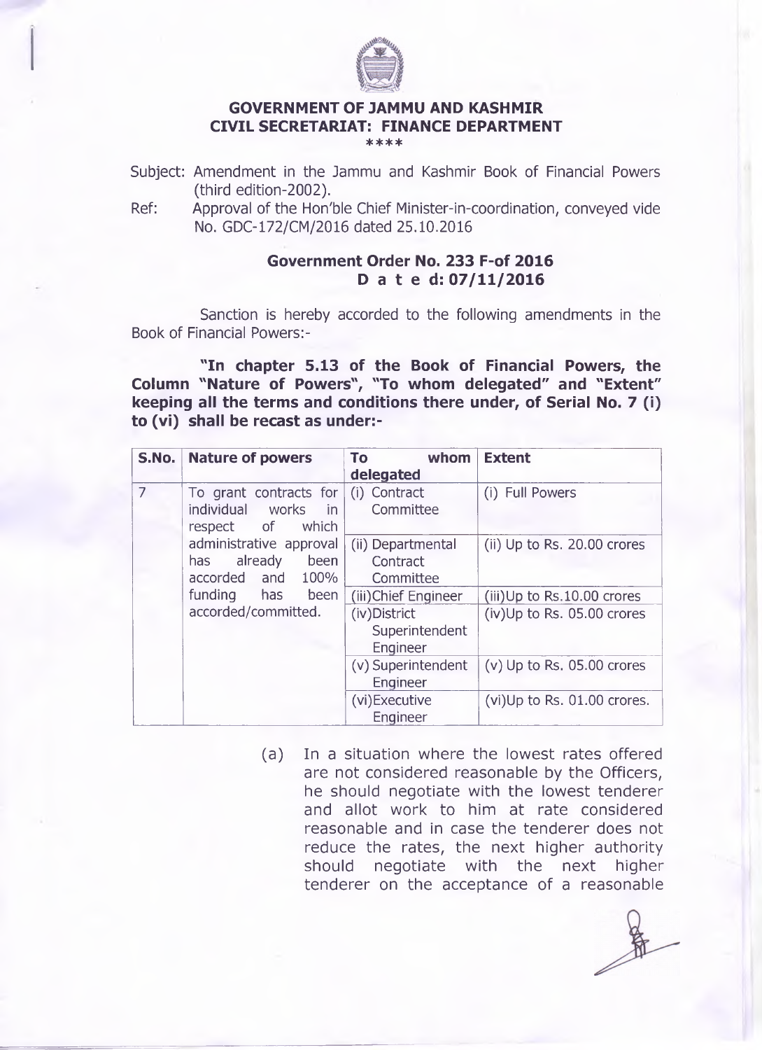## GOVERNMENT OF JAMMU AND KASHMIR
## CIVIL SECRETARIAT: FINANCE DEPARTMENT

****

Subject: Amendment in the Jammu and Kashmir Book of Financial Powers (third edition-2002).

Ref: Approval of the Hon'ble Chief Minister-in-coordination, conveyed vide No. GDC-172/CM/2016 dated 25.10.2016

**Government Order No. 233 F-of 2016**
**D a t e d: 07/11/2016**

Sanction is hereby accorded to the following amendments in the Book of Financial Powers:-

**"In chapter 5.13 of the Book of Financial Powers, the Column "Nature of Powers", "To whom delegated" and "Extent" keeping all the terms and conditions there under, of Serial No. 7 (i) to (vi) shall be recast as under:-**

| S.No. | Nature of powers | To whom delegated | Extent |
|---|---|---|---|
| 7 | To grant contracts for individual works in respect of which administrative approval has already been accorded and 100% funding has been accorded/committed. | (i) Contract Committee | (i) Full Powers |
| | | (ii) Departmental Contract Committee | (ii) Up to Rs. 20.00 crores |
| | | (iii)Chief Engineer | (iii)Up to Rs.10.00 crores |
| | | (iv)District Superintendent Engineer | (iv)Up to Rs. 05.00 crores |
| | | (v) Superintendent Engineer | (v) Up to Rs. 05.00 crores |
| | | (vi)Executive Engineer | (vi)Up to Rs. 01.00 crores. |

(a) In a situation where the lowest rates offered are not considered reasonable by the Officers, he should negotiate with the lowest tenderer and allot work to him at rate considered reasonable and in case the tenderer does not reduce the rates, the next higher authority should negotiate with the next higher tenderer on the acceptance of a reasonable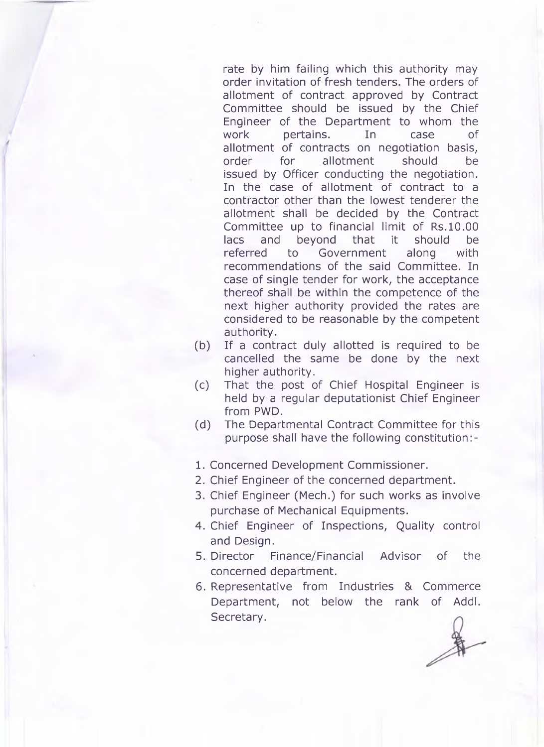rate by him failing which this authority may order invitation of fresh tenders. The orders of allotment of contract approved by Contract Committee should be issued by the Chief Engineer of the Department to whom the work pertains. In case of allotment of contracts on negotiation basis, order for allotment should be issued by Officer conducting the negotiation. In the case of allotment of contract to a contractor other than the lowest tenderer the allotment shall be decided by the Contract Committee up to financial limit of Rs.10.00 lacs and beyond that it should be referred to Government along with recommendations of the said Committee. In case of single tender for work, the acceptance thereof shall be within the competence of the next higher authority provided the rates are considered to be reasonable by the competent authority.

(b) If a contract duly allotted is required to be cancelled the same be done by the next higher authority.

(c) That the post of Chief Hospital Engineer is held by a regular deputationist Chief Engineer from PWD.

(d) The Departmental Contract Committee for this purpose shall have the following constitution:-

1. Concerned Development Commissioner.
2. Chief Engineer of the concerned department.
3. Chief Engineer (Mech.) for such works as involve purchase of Mechanical Equipments.
4. Chief Engineer of Inspections, Quality control and Design.
5. Director Finance/Financial Advisor of the concerned department.
6. Representative from Industries & Commerce Department, not below the rank of Addl. Secretary.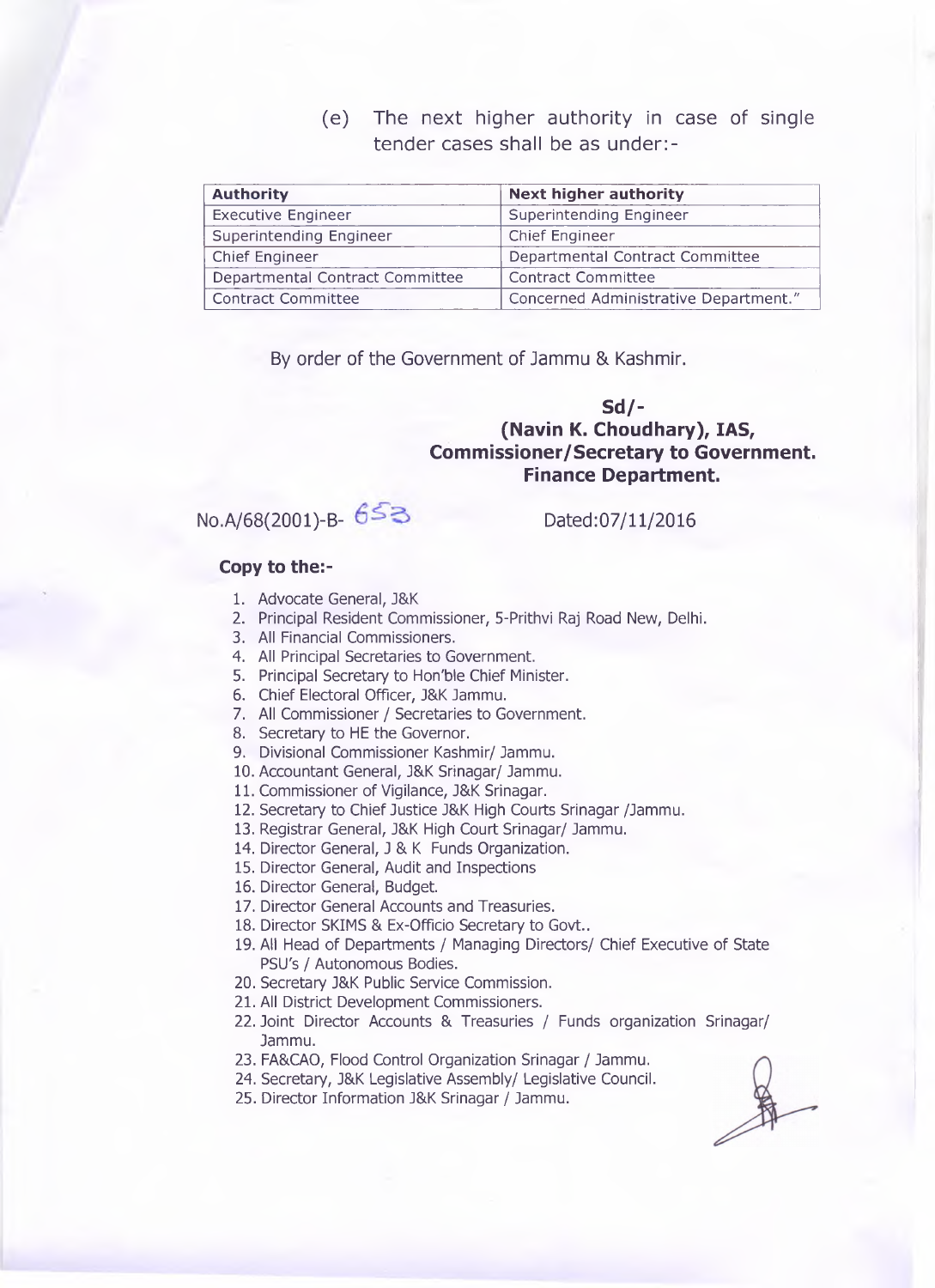(e) The next higher authority in case of single tender cases shall be as under:-

| Authority | Next higher authority |
| --- | --- |
| Executive Engineer | Superintending Engineer |
| Superintending Engineer | Chief Engineer |
| Chief Engineer | Departmental Contract Committee |
| Departmental Contract Committee | Contract Committee |
| Contract Committee | Concerned Administrative Department." |

By order of the Government of Jammu & Kashmir.

**Sd/-**
**(Navin K. Choudhary), IAS,**
**Commissioner/Secretary to Government.**
**Finance Department.**

No.A/68(2001)-B- 653 Dated:07/11/2016

**Copy to the:-**

1. Advocate General, J&K
2. Principal Resident Commissioner, 5-Prithvi Raj Road New, Delhi.
3. All Financial Commissioners.
4. All Principal Secretaries to Government.
5. Principal Secretary to Hon'ble Chief Minister.
6. Chief Electoral Officer, J&K Jammu.
7. All Commissioner / Secretaries to Government.
8. Secretary to HE the Governor.
9. Divisional Commissioner Kashmir/ Jammu.
10. Accountant General, J&K Srinagar/ Jammu.
11. Commissioner of Vigilance, J&K Srinagar.
12. Secretary to Chief Justice J&K High Courts Srinagar /Jammu.
13. Registrar General, J&K High Court Srinagar/ Jammu.
14. Director General, J & K Funds Organization.
15. Director General, Audit and Inspections
16. Director General, Budget.
17. Director General Accounts and Treasuries.
18. Director SKIMS & Ex-Officio Secretary to Govt..
19. All Head of Departments / Managing Directors/ Chief Executive of State PSU's / Autonomous Bodies.
20. Secretary J&K Public Service Commission.
21. All District Development Commissioners.
22. Joint Director Accounts & Treasuries / Funds organization Srinagar/ Jammu.
23. FA&CAO, Flood Control Organization Srinagar / Jammu.
24. Secretary, J&K Legislative Assembly/ Legislative Council.
25. Director Information J&K Srinagar / Jammu.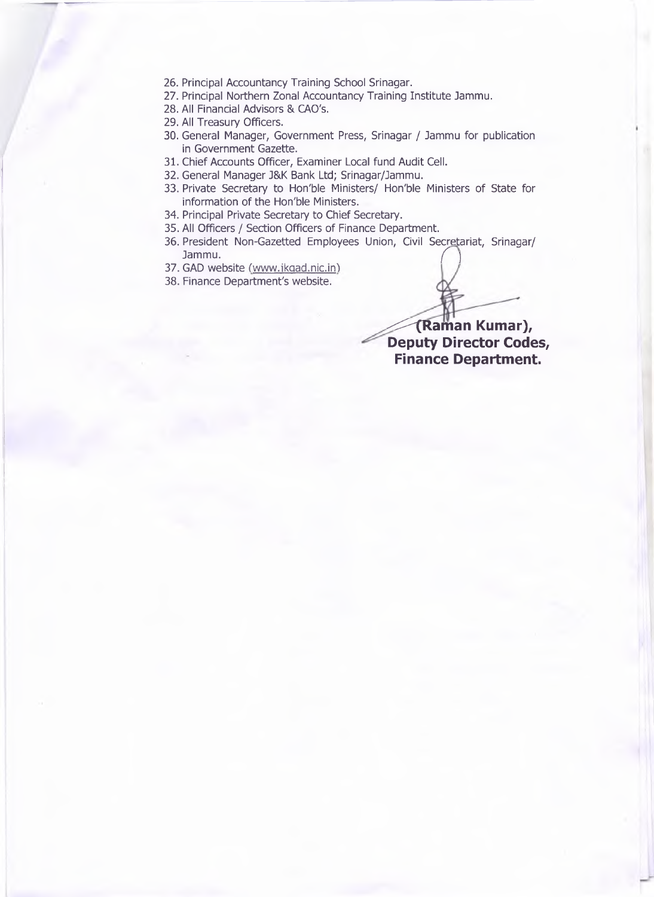26. Principal Accountancy Training School Srinagar.
27. Principal Northern Zonal Accountancy Training Institute Jammu.
28. All Financial Advisors & CAO's.
29. All Treasury Officers.
30. General Manager, Government Press, Srinagar / Jammu for publication in Government Gazette.
31. Chief Accounts Officer, Examiner Local fund Audit Cell.
32. General Manager J&K Bank Ltd; Srinagar/Jammu.
33. Private Secretary to Hon'ble Ministers/ Hon'ble Ministers of State for information of the Hon'ble Ministers.
34. Principal Private Secretary to Chief Secretary.
35. All Officers / Section Officers of Finance Department.
36. President Non-Gazetted Employees Union, Civil Secretariat, Srinagar/ Jammu.
37. GAD website (www.jkgad.nic.in)
38. Finance Department's website.

**(Raman Kumar),**
**Deputy Director Codes,**
**Finance Department.**